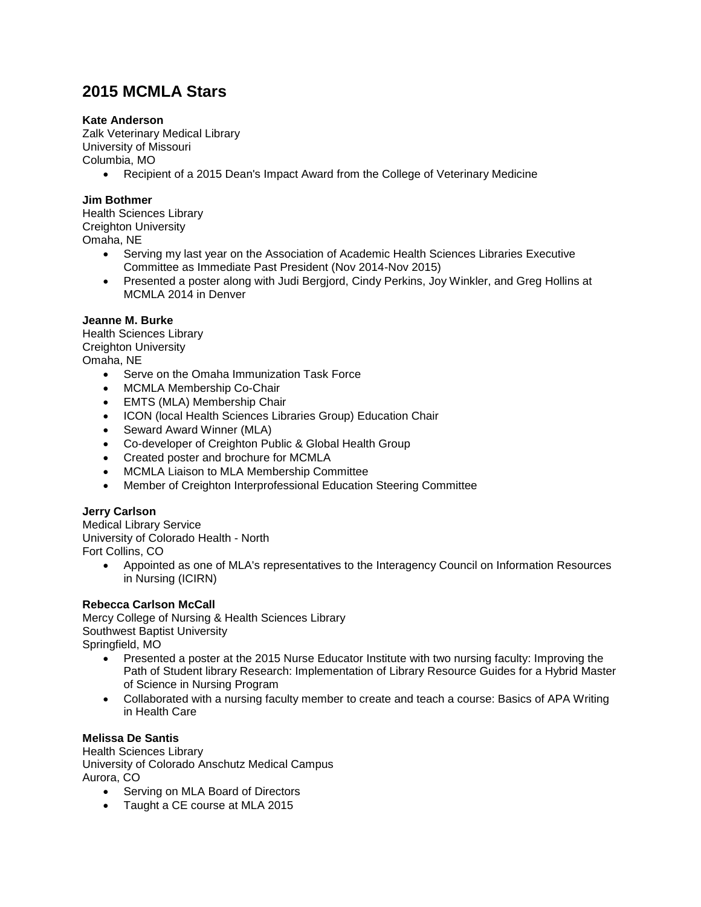# 2015 MCMLA Stars

**Kate Anderson**
Zalk Veterinary Medical Library
University of Missouri
Columbia, MO

- Recipient of a 2015 Dean's Impact Award from the College of Veterinary Medicine

**Jim Bothmer**
Health Sciences Library
Creighton University
Omaha, NE

- Serving my last year on the Association of Academic Health Sciences Libraries Executive Committee as Immediate Past President (Nov 2014-Nov 2015)
- Presented a poster along with Judi Bergjord, Cindy Perkins, Joy Winkler, and Greg Hollins at MCMLA 2014 in Denver

**Jeanne M. Burke**
Health Sciences Library
Creighton University
Omaha, NE

- Serve on the Omaha Immunization Task Force
- MCMLA Membership Co-Chair
- EMTS (MLA) Membership Chair
- ICON (local Health Sciences Libraries Group) Education Chair
- Seward Award Winner (MLA)
- Co-developer of Creighton Public & Global Health Group
- Created poster and brochure for MCMLA
- MCMLA Liaison to MLA Membership Committee
- Member of Creighton Interprofessional Education Steering Committee

**Jerry Carlson**
Medical Library Service
University of Colorado Health - North
Fort Collins, CO

- Appointed as one of MLA's representatives to the Interagency Council on Information Resources in Nursing (ICIRN)

**Rebecca Carlson McCall**
Mercy College of Nursing & Health Sciences Library
Southwest Baptist University
Springfield, MO

- Presented a poster at the 2015 Nurse Educator Institute with two nursing faculty: Improving the Path of Student library Research: Implementation of Library Resource Guides for a Hybrid Master of Science in Nursing Program
- Collaborated with a nursing faculty member to create and teach a course: Basics of APA Writing in Health Care

**Melissa De Santis**
Health Sciences Library
University of Colorado Anschutz Medical Campus
Aurora, CO

- Serving on MLA Board of Directors
- Taught a CE course at MLA 2015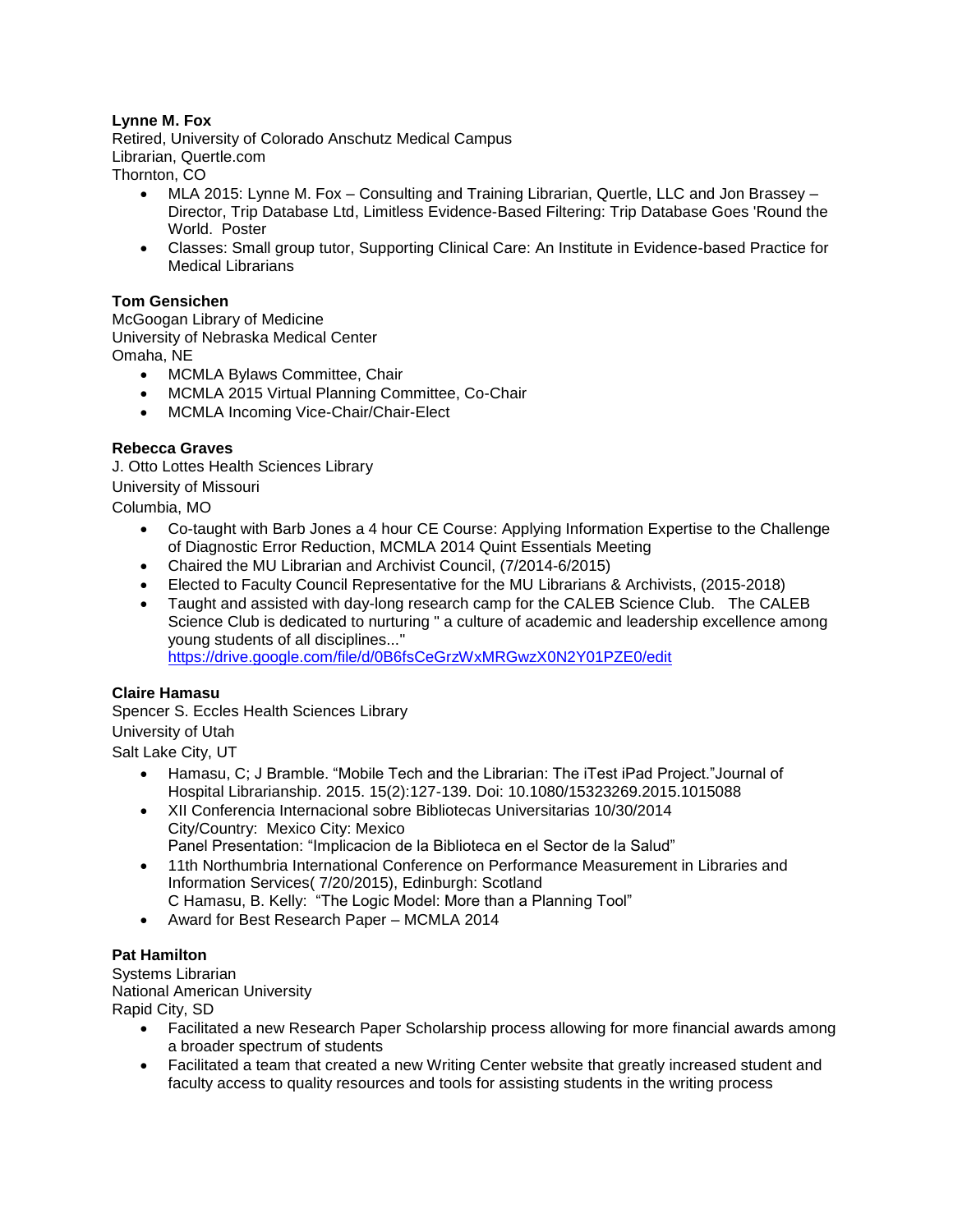**Lynne M. Fox**
Retired, University of Colorado Anschutz Medical Campus
Librarian, Quertle.com
Thornton, CO

- MLA 2015: Lynne M. Fox – Consulting and Training Librarian, Quertle, LLC and Jon Brassey – Director, Trip Database Ltd, Limitless Evidence-Based Filtering: Trip Database Goes 'Round the World. Poster
- Classes: Small group tutor, Supporting Clinical Care: An Institute in Evidence-based Practice for Medical Librarians

**Tom Gensichen**
McGoogan Library of Medicine
University of Nebraska Medical Center
Omaha, NE

- MCMLA Bylaws Committee, Chair
- MCMLA 2015 Virtual Planning Committee, Co-Chair
- MCMLA Incoming Vice-Chair/Chair-Elect

**Rebecca Graves**
J. Otto Lottes Health Sciences Library
University of Missouri
Columbia, MO

- Co-taught with Barb Jones a 4 hour CE Course: Applying Information Expertise to the Challenge of Diagnostic Error Reduction, MCMLA 2014 Quint Essentials Meeting
- Chaired the MU Librarian and Archivist Council, (7/2014-6/2015)
- Elected to Faculty Council Representative for the MU Librarians & Archivists, (2015-2018)
- Taught and assisted with day-long research camp for the CALEB Science Club. The CALEB Science Club is dedicated to nurturing " a culture of academic and leadership excellence among young students of all disciplines..."
  https://drive.google.com/file/d/0B6fsCeGrzWxMRGwzX0N2Y01PZE0/edit

**Claire Hamasu**
Spencer S. Eccles Health Sciences Library
University of Utah
Salt Lake City, UT

- Hamasu, C; J Bramble. "Mobile Tech and the Librarian: The iTest iPad Project."Journal of Hospital Librarianship. 2015. 15(2):127-139. Doi: 10.1080/15323269.2015.1015088
- XII Conferencia Internacional sobre Bibliotecas Universitarias 10/30/2014
  City/Country: Mexico City: Mexico
  Panel Presentation: "Implicacion de la Biblioteca en el Sector de la Salud"
- 11th Northumbria International Conference on Performance Measurement in Libraries and Information Services( 7/20/2015), Edinburgh: Scotland
  C Hamasu, B. Kelly: "The Logic Model: More than a Planning Tool"
- Award for Best Research Paper – MCMLA 2014

**Pat Hamilton**
Systems Librarian
National American University
Rapid City, SD

- Facilitated a new Research Paper Scholarship process allowing for more financial awards among a broader spectrum of students
- Facilitated a team that created a new Writing Center website that greatly increased student and faculty access to quality resources and tools for assisting students in the writing process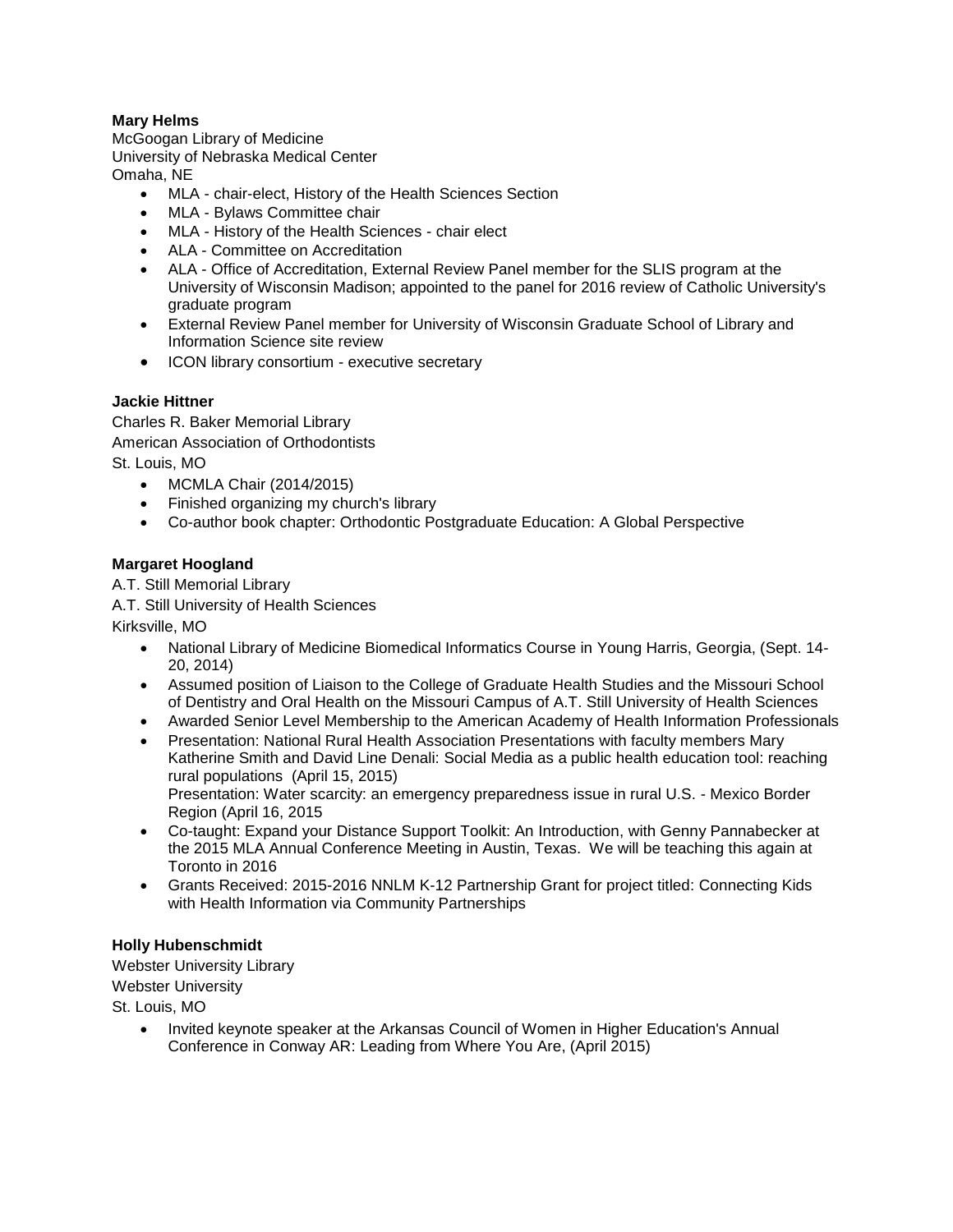**Mary Helms**
McGoogan Library of Medicine
University of Nebraska Medical Center
Omaha, NE

- MLA - chair-elect, History of the Health Sciences Section
- MLA - Bylaws Committee chair
- MLA - History of the Health Sciences - chair elect
- ALA - Committee on Accreditation
- ALA - Office of Accreditation, External Review Panel member for the SLIS program at the University of Wisconsin Madison; appointed to the panel for 2016 review of Catholic University's graduate program
- External Review Panel member for University of Wisconsin Graduate School of Library and Information Science site review
- ICON library consortium - executive secretary

**Jackie Hittner**
Charles R. Baker Memorial Library
American Association of Orthodontists
St. Louis, MO

- MCMLA Chair (2014/2015)
- Finished organizing my church's library
- Co-author book chapter: Orthodontic Postgraduate Education: A Global Perspective

**Margaret Hoogland**
A.T. Still Memorial Library
A.T. Still University of Health Sciences
Kirksville, MO

- National Library of Medicine Biomedical Informatics Course in Young Harris, Georgia, (Sept. 14-20, 2014)
- Assumed position of Liaison to the College of Graduate Health Studies and the Missouri School of Dentistry and Oral Health on the Missouri Campus of A.T. Still University of Health Sciences
- Awarded Senior Level Membership to the American Academy of Health Information Professionals
- Presentation: National Rural Health Association Presentations with faculty members Mary Katherine Smith and David Line Denali: Social Media as a public health education tool: reaching rural populations (April 15, 2015)
  Presentation: Water scarcity: an emergency preparedness issue in rural U.S. - Mexico Border Region (April 16, 2015
- Co-taught: Expand your Distance Support Toolkit: An Introduction, with Genny Pannabecker at the 2015 MLA Annual Conference Meeting in Austin, Texas. We will be teaching this again at Toronto in 2016
- Grants Received: 2015-2016 NNLM K-12 Partnership Grant for project titled: Connecting Kids with Health Information via Community Partnerships

**Holly Hubenschmidt**
Webster University Library
Webster University
St. Louis, MO

- Invited keynote speaker at the Arkansas Council of Women in Higher Education's Annual Conference in Conway AR: Leading from Where You Are, (April 2015)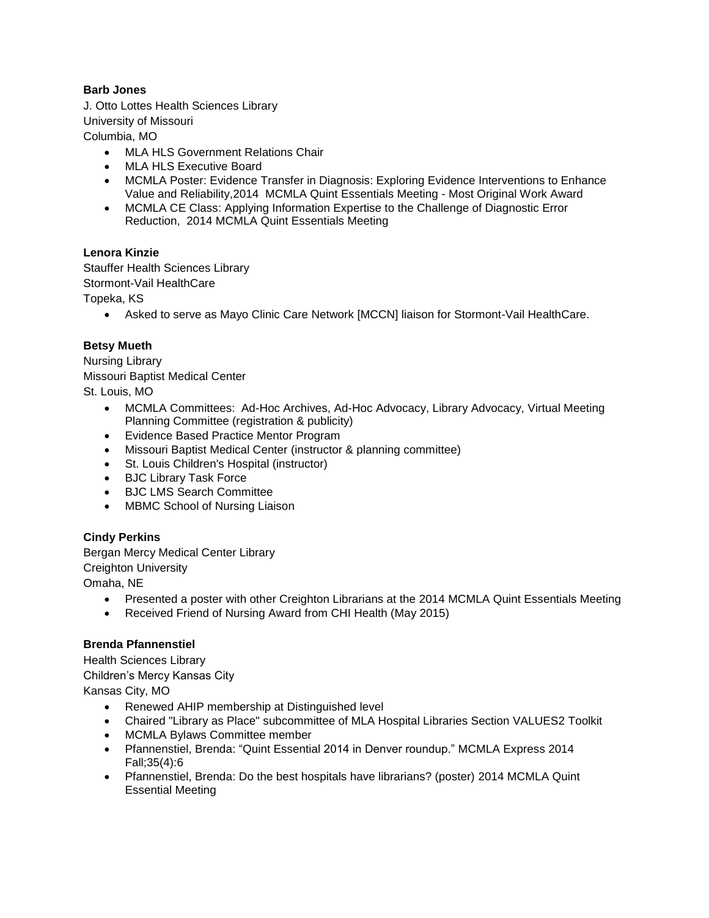**Barb Jones**

J. Otto Lottes Health Sciences Library
University of Missouri
Columbia, MO

- MLA HLS Government Relations Chair
- MLA HLS Executive Board
- MCMLA Poster: Evidence Transfer in Diagnosis: Exploring Evidence Interventions to Enhance Value and Reliability,2014 MCMLA Quint Essentials Meeting - Most Original Work Award
- MCMLA CE Class: Applying Information Expertise to the Challenge of Diagnostic Error Reduction, 2014 MCMLA Quint Essentials Meeting

**Lenora Kinzie**

Stauffer Health Sciences Library
Stormont-Vail HealthCare
Topeka, KS

- Asked to serve as Mayo Clinic Care Network [MCCN] liaison for Stormont-Vail HealthCare.

**Betsy Mueth**

Nursing Library
Missouri Baptist Medical Center
St. Louis, MO

- MCMLA Committees: Ad-Hoc Archives, Ad-Hoc Advocacy, Library Advocacy, Virtual Meeting Planning Committee (registration & publicity)
- Evidence Based Practice Mentor Program
- Missouri Baptist Medical Center (instructor & planning committee)
- St. Louis Children's Hospital (instructor)
- BJC Library Task Force
- BJC LMS Search Committee
- MBMC School of Nursing Liaison

**Cindy Perkins**

Bergan Mercy Medical Center Library
Creighton University
Omaha, NE

- Presented a poster with other Creighton Librarians at the 2014 MCMLA Quint Essentials Meeting
- Received Friend of Nursing Award from CHI Health (May 2015)

**Brenda Pfannenstiel**

Health Sciences Library
Children's Mercy Kansas City
Kansas City, MO

- Renewed AHIP membership at Distinguished level
- Chaired "Library as Place" subcommittee of MLA Hospital Libraries Section VALUES2 Toolkit
- MCMLA Bylaws Committee member
- Pfannenstiel, Brenda: "Quint Essential 2014 in Denver roundup." MCMLA Express 2014 Fall;35(4):6
- Pfannenstiel, Brenda: Do the best hospitals have librarians? (poster) 2014 MCMLA Quint Essential Meeting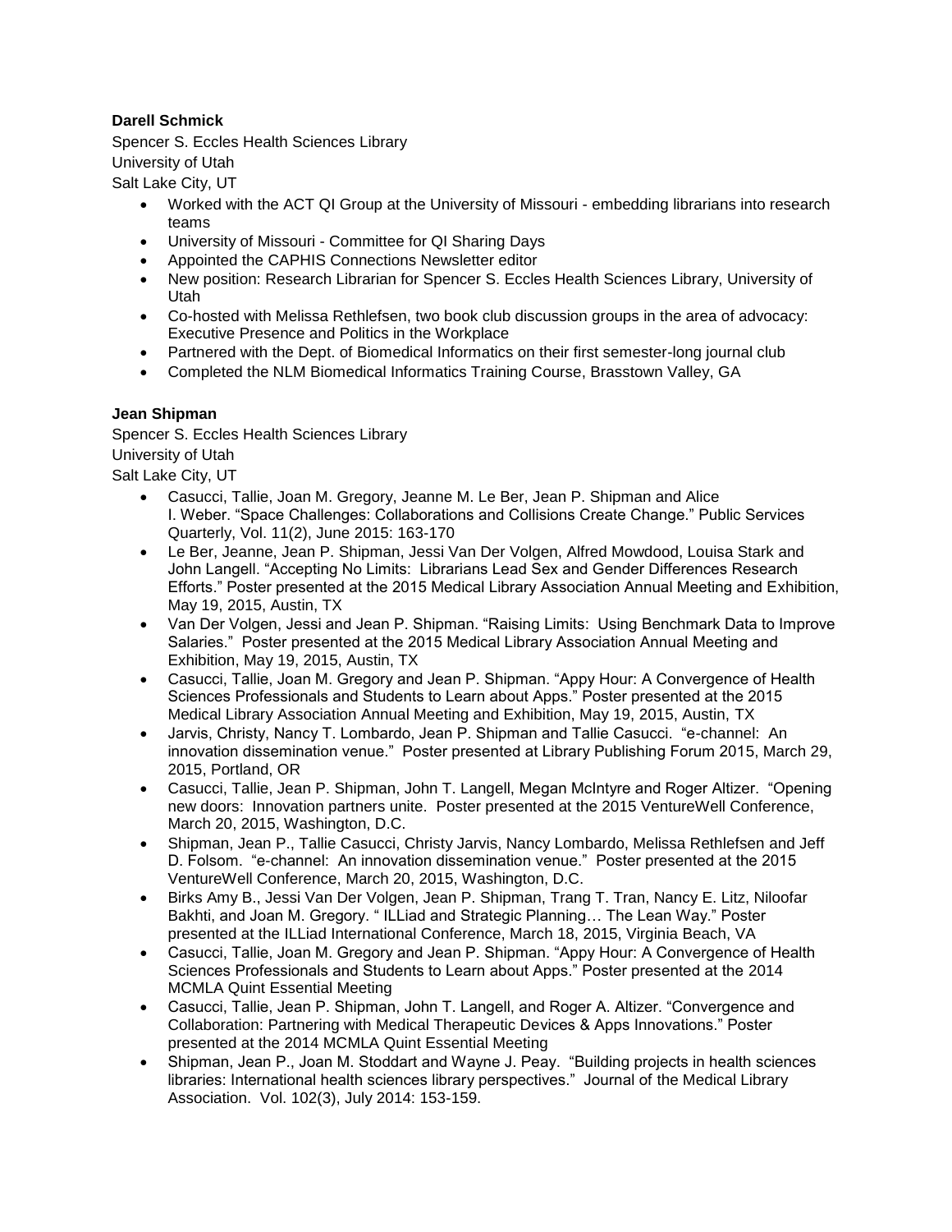**Darell Schmick**

Spencer S. Eccles Health Sciences Library
University of Utah
Salt Lake City, UT

- Worked with the ACT QI Group at the University of Missouri - embedding librarians into research teams
- University of Missouri - Committee for QI Sharing Days
- Appointed the CAPHIS Connections Newsletter editor
- New position: Research Librarian for Spencer S. Eccles Health Sciences Library, University of Utah
- Co-hosted with Melissa Rethlefsen, two book club discussion groups in the area of advocacy: Executive Presence and Politics in the Workplace
- Partnered with the Dept. of Biomedical Informatics on their first semester-long journal club
- Completed the NLM Biomedical Informatics Training Course, Brasstown Valley, GA

**Jean Shipman**

Spencer S. Eccles Health Sciences Library
University of Utah
Salt Lake City, UT

- Casucci, Tallie, Joan M. Gregory, Jeanne M. Le Ber, Jean P. Shipman and Alice I. Weber. "Space Challenges: Collaborations and Collisions Create Change." Public Services Quarterly, Vol. 11(2), June 2015: 163-170
- Le Ber, Jeanne, Jean P. Shipman, Jessi Van Der Volgen, Alfred Mowdood, Louisa Stark and John Langell. "Accepting No Limits: Librarians Lead Sex and Gender Differences Research Efforts." Poster presented at the 2015 Medical Library Association Annual Meeting and Exhibition, May 19, 2015, Austin, TX
- Van Der Volgen, Jessi and Jean P. Shipman. "Raising Limits: Using Benchmark Data to Improve Salaries." Poster presented at the 2015 Medical Library Association Annual Meeting and Exhibition, May 19, 2015, Austin, TX
- Casucci, Tallie, Joan M. Gregory and Jean P. Shipman. "Appy Hour: A Convergence of Health Sciences Professionals and Students to Learn about Apps." Poster presented at the 2015 Medical Library Association Annual Meeting and Exhibition, May 19, 2015, Austin, TX
- Jarvis, Christy, Nancy T. Lombardo, Jean P. Shipman and Tallie Casucci. "e-channel: An innovation dissemination venue." Poster presented at Library Publishing Forum 2015, March 29, 2015, Portland, OR
- Casucci, Tallie, Jean P. Shipman, John T. Langell, Megan McIntyre and Roger Altizer. "Opening new doors: Innovation partners unite. Poster presented at the 2015 VentureWell Conference, March 20, 2015, Washington, D.C.
- Shipman, Jean P., Tallie Casucci, Christy Jarvis, Nancy Lombardo, Melissa Rethlefsen and Jeff D. Folsom. "e-channel: An innovation dissemination venue." Poster presented at the 2015 VentureWell Conference, March 20, 2015, Washington, D.C.
- Birks Amy B., Jessi Van Der Volgen, Jean P. Shipman, Trang T. Tran, Nancy E. Litz, Niloofar Bakhti, and Joan M. Gregory. " ILLiad and Strategic Planning… The Lean Way." Poster presented at the ILLiad International Conference, March 18, 2015, Virginia Beach, VA
- Casucci, Tallie, Joan M. Gregory and Jean P. Shipman. "Appy Hour: A Convergence of Health Sciences Professionals and Students to Learn about Apps." Poster presented at the 2014 MCMLA Quint Essential Meeting
- Casucci, Tallie, Jean P. Shipman, John T. Langell, and Roger A. Altizer. "Convergence and Collaboration: Partnering with Medical Therapeutic Devices & Apps Innovations." Poster presented at the 2014 MCMLA Quint Essential Meeting
- Shipman, Jean P., Joan M. Stoddart and Wayne J. Peay. "Building projects in health sciences libraries: International health sciences library perspectives." Journal of the Medical Library Association. Vol. 102(3), July 2014: 153-159.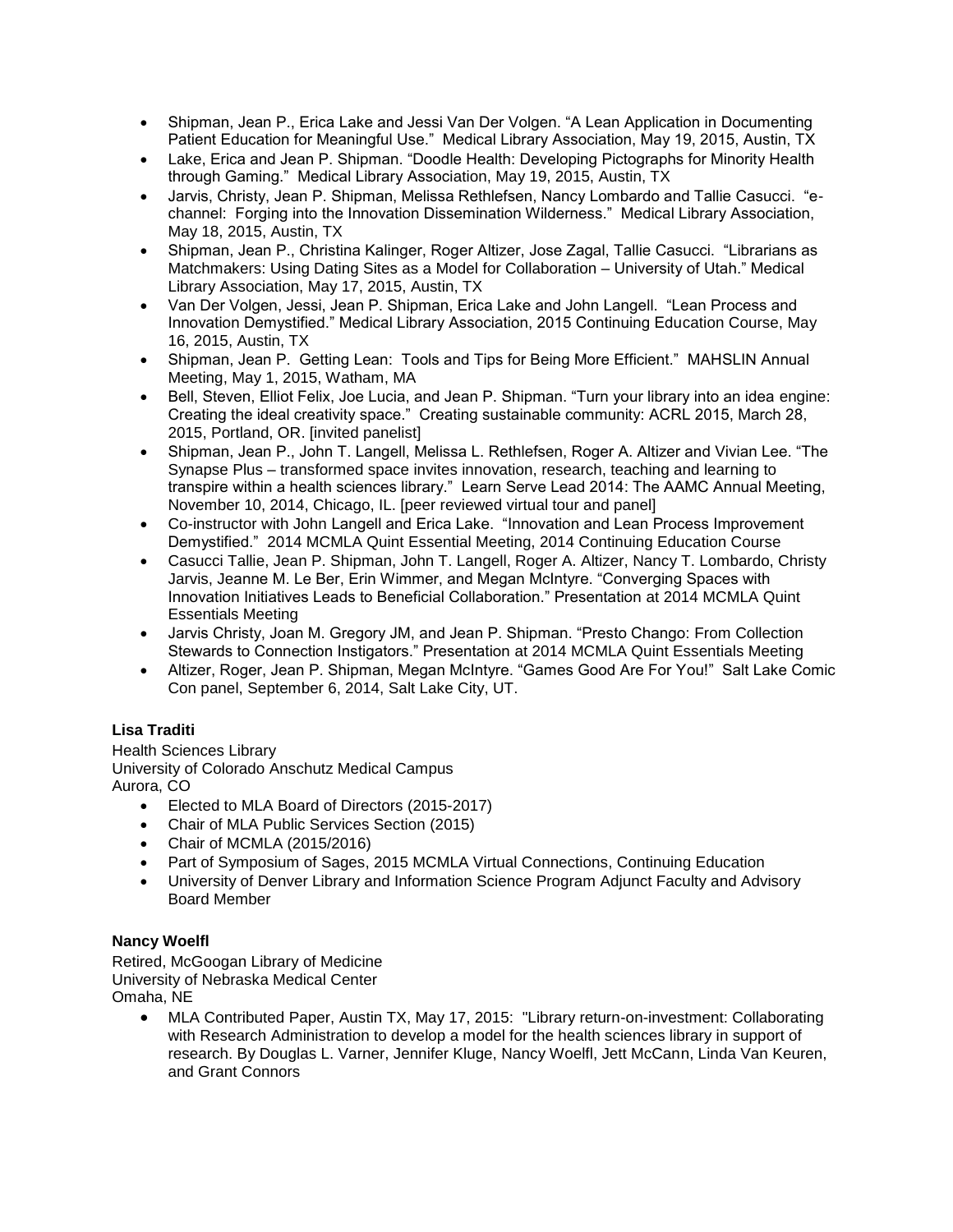- Shipman, Jean P., Erica Lake and Jessi Van Der Volgen. "A Lean Application in Documenting Patient Education for Meaningful Use." Medical Library Association, May 19, 2015, Austin, TX
- Lake, Erica and Jean P. Shipman. "Doodle Health: Developing Pictographs for Minority Health through Gaming." Medical Library Association, May 19, 2015, Austin, TX
- Jarvis, Christy, Jean P. Shipman, Melissa Rethlefsen, Nancy Lombardo and Tallie Casucci. "e-channel: Forging into the Innovation Dissemination Wilderness." Medical Library Association, May 18, 2015, Austin, TX
- Shipman, Jean P., Christina Kalinger, Roger Altizer, Jose Zagal, Tallie Casucci. "Librarians as Matchmakers: Using Dating Sites as a Model for Collaboration – University of Utah." Medical Library Association, May 17, 2015, Austin, TX
- Van Der Volgen, Jessi, Jean P. Shipman, Erica Lake and John Langell. "Lean Process and Innovation Demystified." Medical Library Association, 2015 Continuing Education Course, May 16, 2015, Austin, TX
- Shipman, Jean P. Getting Lean: Tools and Tips for Being More Efficient." MAHSLIN Annual Meeting, May 1, 2015, Watham, MA
- Bell, Steven, Elliot Felix, Joe Lucia, and Jean P. Shipman. "Turn your library into an idea engine: Creating the ideal creativity space." Creating sustainable community: ACRL 2015, March 28, 2015, Portland, OR. [invited panelist]
- Shipman, Jean P., John T. Langell, Melissa L. Rethlefsen, Roger A. Altizer and Vivian Lee. "The Synapse Plus – transformed space invites innovation, research, teaching and learning to transpire within a health sciences library." Learn Serve Lead 2014: The AAMC Annual Meeting, November 10, 2014, Chicago, IL. [peer reviewed virtual tour and panel]
- Co-instructor with John Langell and Erica Lake. "Innovation and Lean Process Improvement Demystified." 2014 MCMLA Quint Essential Meeting, 2014 Continuing Education Course
- Casucci Tallie, Jean P. Shipman, John T. Langell, Roger A. Altizer, Nancy T. Lombardo, Christy Jarvis, Jeanne M. Le Ber, Erin Wimmer, and Megan McIntyre. "Converging Spaces with Innovation Initiatives Leads to Beneficial Collaboration." Presentation at 2014 MCMLA Quint Essentials Meeting
- Jarvis Christy, Joan M. Gregory JM, and Jean P. Shipman. "Presto Chango: From Collection Stewards to Connection Instigators." Presentation at 2014 MCMLA Quint Essentials Meeting
- Altizer, Roger, Jean P. Shipman, Megan McIntyre. "Games Good Are For You!" Salt Lake Comic Con panel, September 6, 2014, Salt Lake City, UT.

**Lisa Traditi**

Health Sciences Library
University of Colorado Anschutz Medical Campus
Aurora, CO

- Elected to MLA Board of Directors (2015-2017)
- Chair of MLA Public Services Section (2015)
- Chair of MCMLA (2015/2016)
- Part of Symposium of Sages, 2015 MCMLA Virtual Connections, Continuing Education
- University of Denver Library and Information Science Program Adjunct Faculty and Advisory Board Member

**Nancy Woelfl**

Retired, McGoogan Library of Medicine
University of Nebraska Medical Center
Omaha, NE

- MLA Contributed Paper, Austin TX, May 17, 2015: "Library return-on-investment: Collaborating with Research Administration to develop a model for the health sciences library in support of research. By Douglas L. Varner, Jennifer Kluge, Nancy Woelfl, Jett McCann, Linda Van Keuren, and Grant Connors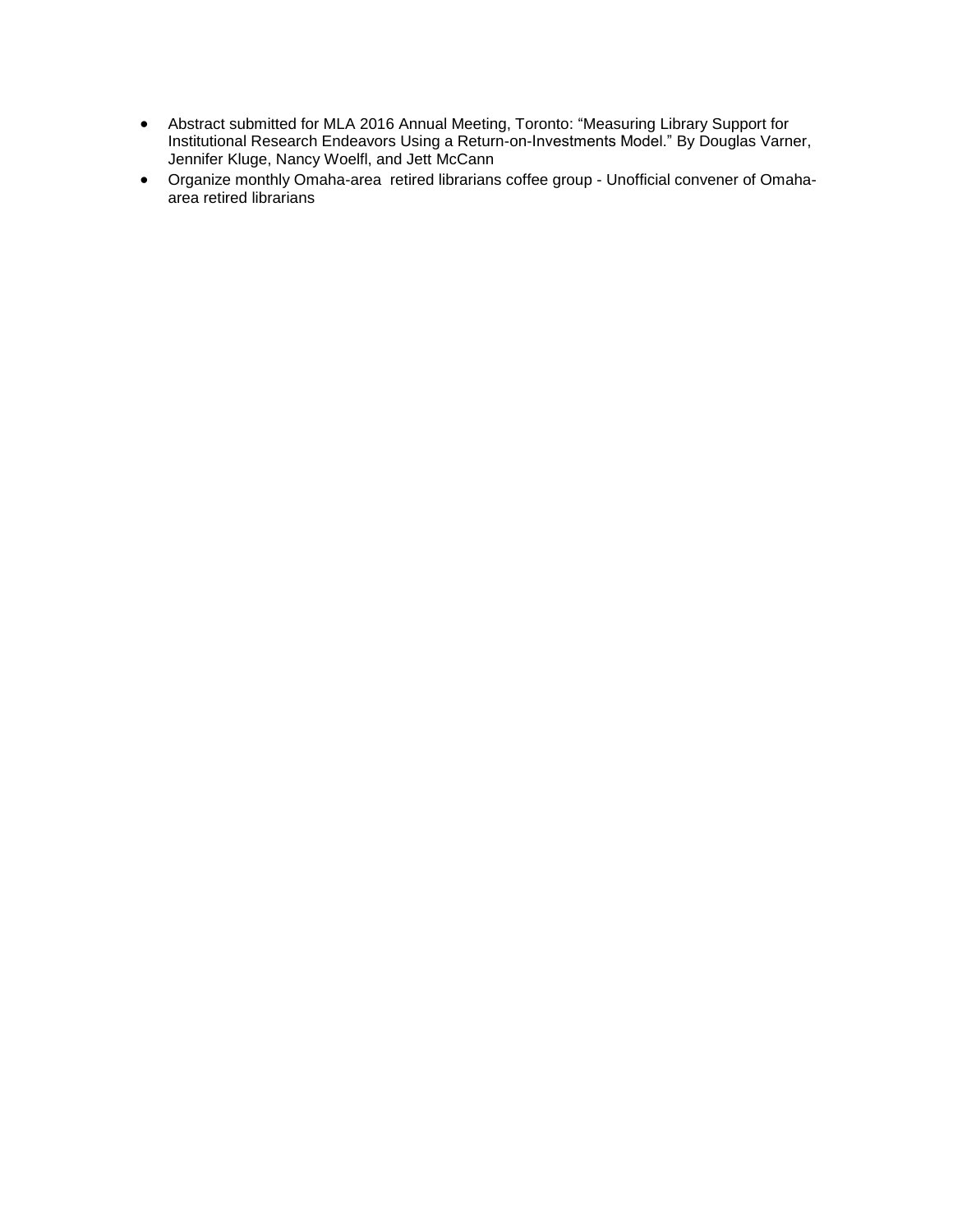- Abstract submitted for MLA 2016 Annual Meeting, Toronto: "Measuring Library Support for Institutional Research Endeavors Using a Return-on-Investments Model." By Douglas Varner, Jennifer Kluge, Nancy Woelfl, and Jett McCann
- Organize monthly Omaha-area retired librarians coffee group - Unofficial convener of Omaha-area retired librarians